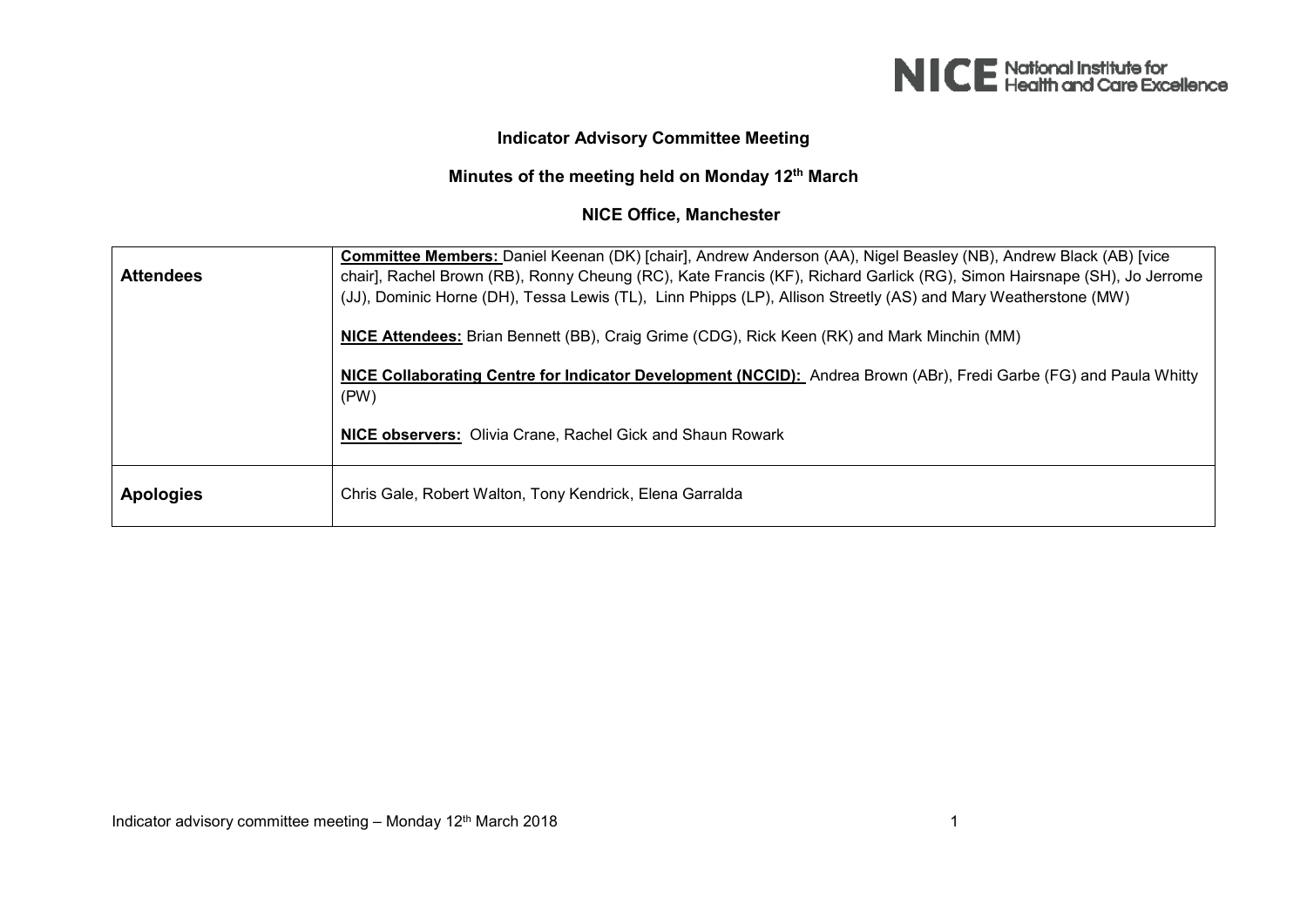# Indicator Advisory Committee Meeting

## Minutes of the meeting held on Monday 12th March

## NICE Office, Manchester

| | |
|---|---|
| **Attendees** | **Committee Members:** Daniel Keenan (DK) [chair], Andrew Anderson (AA), Nigel Beasley (NB), Andrew Black (AB) [vice chair], Rachel Brown (RB), Ronny Cheung (RC), Kate Francis (KF), Richard Garlick (RG), Simon Hairsnape (SH), Jo Jerrome (JJ), Dominic Horne (DH), Tessa Lewis (TL), Linn Phipps (LP), Allison Streetly (AS) and Mary Weatherstone (MW)<br><br>**NICE Attendees:** Brian Bennett (BB), Craig Grime (CDG), Rick Keen (RK) and Mark Minchin (MM)<br><br>**NICE Collaborating Centre for Indicator Development (NCCID):** Andrea Brown (ABr), Fredi Garbe (FG) and Paula Whitty (PW)<br><br>**NICE observers:** Olivia Crane, Rachel Gick and Shaun Rowark |
| **Apologies** | Chris Gale, Robert Walton, Tony Kendrick, Elena Garralda |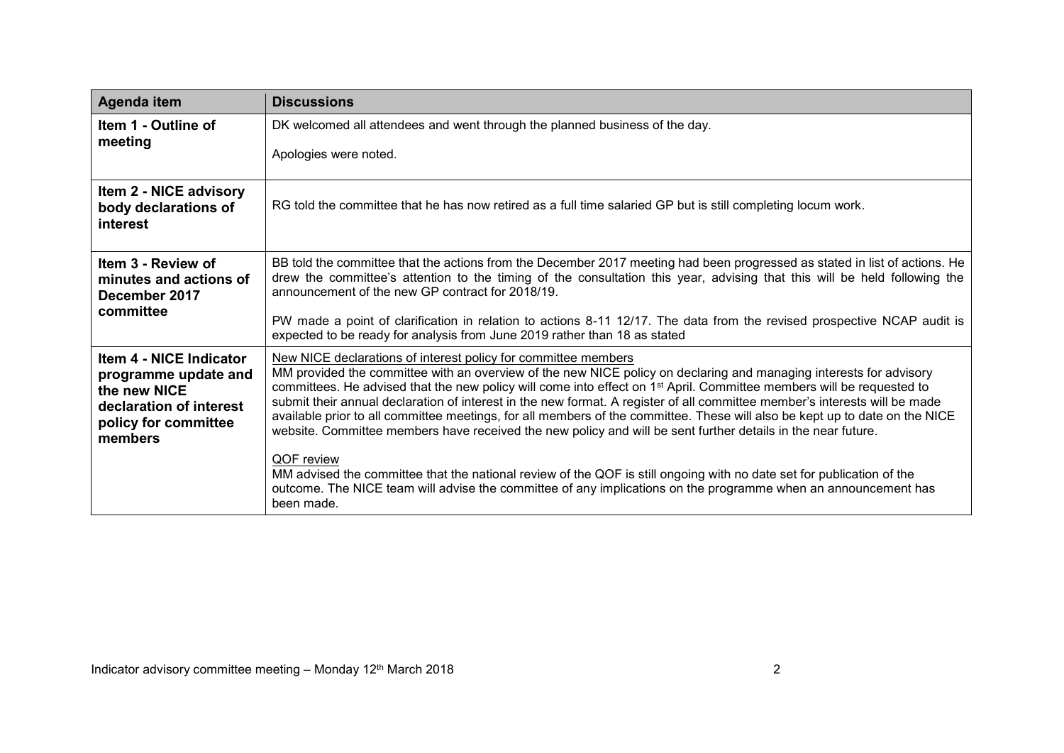| Agenda item | Discussions |
| --- | --- |
| **Item 1 - Outline of meeting** | DK welcomed all attendees and went through the planned business of the day.<br><br>Apologies were noted. |
| **Item 2 - NICE advisory body declarations of interest** | RG told the committee that he has now retired as a full time salaried GP but is still completing locum work. |
| **Item 3 - Review of minutes and actions of December 2017 committee** | BB told the committee that the actions from the December 2017 meeting had been progressed as stated in list of actions. He drew the committee's attention to the timing of the consultation this year, advising that this will be held following the announcement of the new GP contract for 2018/19.<br><br>PW made a point of clarification in relation to actions 8-11 12/17. The data from the revised prospective NCAP audit is expected to be ready for analysis from June 2019 rather than 18 as stated |
| **Item 4 - NICE Indicator programme update and the new NICE declaration of interest policy for committee members** | New NICE declarations of interest policy for committee members<br>MM provided the committee with an overview of the new NICE policy on declaring and managing interests for advisory committees. He advised that the new policy will come into effect on 1st April. Committee members will be requested to submit their annual declaration of interest in the new format. A register of all committee member's interests will be made available prior to all committee meetings, for all members of the committee. These will also be kept up to date on the NICE website. Committee members have received the new policy and will be sent further details in the near future.<br><br>QOF review<br>MM advised the committee that the national review of the QOF is still ongoing with no date set for publication of the outcome. The NICE team will advise the committee of any implications on the programme when an announcement has been made. |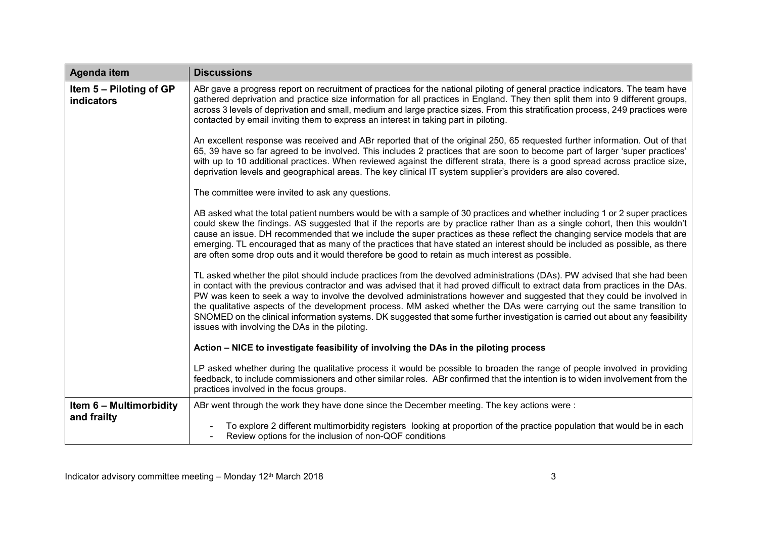| Agenda item | Discussions |
|---|---|
| **Item 5 – Piloting of GP indicators** | ABr gave a progress report on recruitment of practices for the national piloting of general practice indicators. The team have gathered deprivation and practice size information for all practices in England. They then split them into 9 different groups, across 3 levels of deprivation and small, medium and large practice sizes. From this stratification process, 249 practices were contacted by email inviting them to express an interest in taking part in piloting.<br><br>An excellent response was received and ABr reported that of the original 250, 65 requested further information. Out of that 65, 39 have so far agreed to be involved. This includes 2 practices that are soon to become part of larger 'super practices' with up to 10 additional practices. When reviewed against the different strata, there is a good spread across practice size, deprivation levels and geographical areas. The key clinical IT system supplier's providers are also covered.<br><br>The committee were invited to ask any questions.<br><br>AB asked what the total patient numbers would be with a sample of 30 practices and whether including 1 or 2 super practices could skew the findings. AS suggested that if the reports are by practice rather than as a single cohort, then this wouldn't cause an issue. DH recommended that we include the super practices as these reflect the changing service models that are emerging. TL encouraged that as many of the practices that have stated an interest should be included as possible, as there are often some drop outs and it would therefore be good to retain as much interest as possible.<br><br>TL asked whether the pilot should include practices from the devolved administrations (DAs). PW advised that she had been in contact with the previous contractor and was advised that it had proved difficult to extract data from practices in the DAs. PW was keen to seek a way to involve the devolved administrations however and suggested that they could be involved in the qualitative aspects of the development process. MM asked whether the DAs were carrying out the same transition to SNOMED on the clinical information systems. DK suggested that some further investigation is carried out about any feasibility issues with involving the DAs in the piloting.<br><br>**Action – NICE to investigate feasibility of involving the DAs in the piloting process**<br><br>LP asked whether during the qualitative process it would be possible to broaden the range of people involved in providing feedback, to include commissioners and other similar roles. ABr confirmed that the intention is to widen involvement from the practices involved in the focus groups. |
| **Item 6 – Multimorbidity and frailty** | ABr went through the work they have done since the December meeting. The key actions were :<br><br>- To explore 2 different multimorbidity registers looking at proportion of the practice population that would be in each<br>- Review options for the inclusion of non-QOF conditions |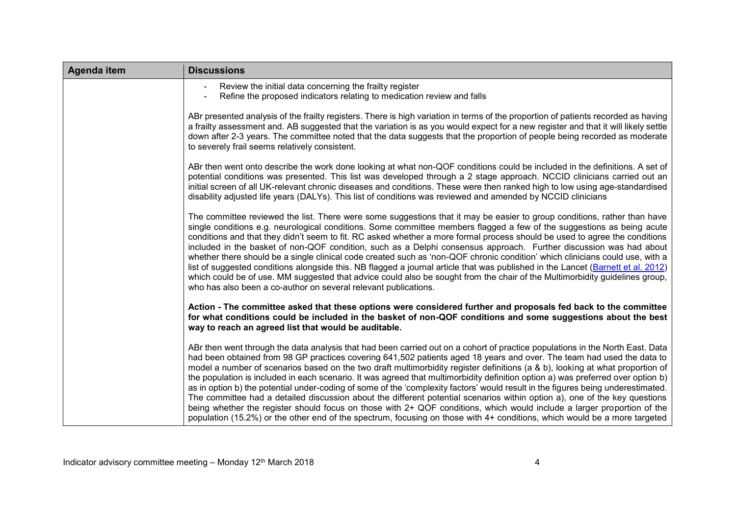| Agenda item | Discussions |
|---|---|
| | - Review the initial data concerning the frailty register<br>- Refine the proposed indicators relating to medication review and falls<br><br>ABr presented analysis of the frailty registers. There is high variation in terms of the proportion of patients recorded as having a frailty assessment and. AB suggested that the variation is as you would expect for a new register and that it will likely settle down after 2-3 years. The committee noted that the data suggests that the proportion of people being recorded as moderate to severely frail seems relatively consistent.<br><br>ABr then went onto describe the work done looking at what non-QOF conditions could be included in the definitions. A set of potential conditions was presented. This list was developed through a 2 stage approach. NCCID clinicians carried out an initial screen of all UK-relevant chronic diseases and conditions. These were then ranked high to low using age-standardised disability adjusted life years (DALYs). This list of conditions was reviewed and amended by NCCID clinicians<br><br>The committee reviewed the list. There were some suggestions that it may be easier to group conditions, rather than have single conditions e.g. neurological conditions. Some committee members flagged a few of the suggestions as being acute conditions and that they didn't seem to fit. RC asked whether a more formal process should be used to agree the conditions included in the basket of non-QOF condition, such as a Delphi consensus approach. Further discussion was had about whether there should be a single clinical code created such as 'non-QOF chronic condition' which clinicians could use, with a list of suggested conditions alongside this. NB flagged a journal article that was published in the Lancet (Barnett et al. 2012) which could be of use. MM suggested that advice could also be sought from the chair of the Multimorbidity guidelines group, who has also been a co-author on several relevant publications.<br><br>**Action - The committee asked that these options were considered further and proposals fed back to the committee for what conditions could be included in the basket of non-QOF conditions and some suggestions about the best way to reach an agreed list that would be auditable.**<br><br>ABr then went through the data analysis that had been carried out on a cohort of practice populations in the North East. Data had been obtained from 98 GP practices covering 641,502 patients aged 18 years and over. The team had used the data to model a number of scenarios based on the two draft multimorbidity register definitions (a & b), looking at what proportion of the population is included in each scenario. It was agreed that multimorbidity definition option a) was preferred over option b) as in option b) the potential under-coding of some of the 'complexity factors' would result in the figures being underestimated. The committee had a detailed discussion about the different potential scenarios within option a), one of the key questions being whether the register should focus on those with 2+ QOF conditions, which would include a larger proportion of the population (15.2%) or the other end of the spectrum, focusing on those with 4+ conditions, which would be a more targeted |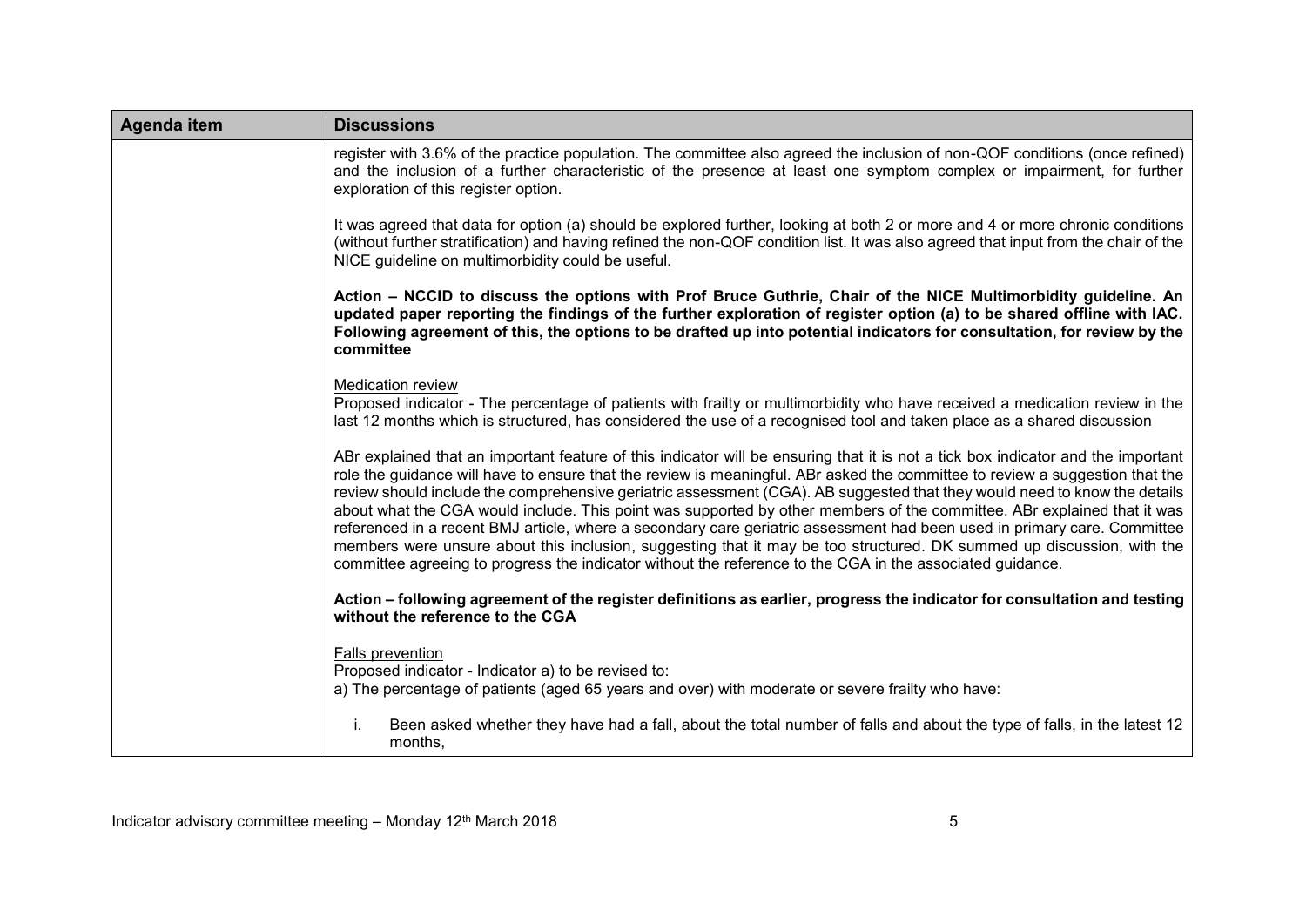| Agenda item | Discussions |
|---|---|
| | register with 3.6% of the practice population. The committee also agreed the inclusion of non-QOF conditions (once refined) and the inclusion of a further characteristic of the presence at least one symptom complex or impairment, for further exploration of this register option.<br><br>It was agreed that data for option (a) should be explored further, looking at both 2 or more and 4 or more chronic conditions (without further stratification) and having refined the non-QOF condition list. It was also agreed that input from the chair of the NICE guideline on multimorbidity could be useful.<br><br>**Action – NCCID to discuss the options with Prof Bruce Guthrie, Chair of the NICE Multimorbidity guideline. An updated paper reporting the findings of the further exploration of register option (a) to be shared offline with IAC. Following agreement of this, the options to be drafted up into potential indicators for consultation, for review by the committee**<br><br><u>Medication review</u><br>Proposed indicator - The percentage of patients with frailty or multimorbidity who have received a medication review in the last 12 months which is structured, has considered the use of a recognised tool and taken place as a shared discussion<br><br>ABr explained that an important feature of this indicator will be ensuring that it is not a tick box indicator and the important role the guidance will have to ensure that the review is meaningful. ABr asked the committee to review a suggestion that the review should include the comprehensive geriatric assessment (CGA). AB suggested that they would need to know the details about what the CGA would include. This point was supported by other members of the committee. ABr explained that it was referenced in a recent BMJ article, where a secondary care geriatric assessment had been used in primary care. Committee members were unsure about this inclusion, suggesting that it may be too structured. DK summed up discussion, with the committee agreeing to progress the indicator without the reference to the CGA in the associated guidance.<br><br>**Action – following agreement of the register definitions as earlier, progress the indicator for consultation and testing without the reference to the CGA**<br><br><u>Falls prevention</u><br>Proposed indicator - Indicator a) to be revised to:<br>a) The percentage of patients (aged 65 years and over) with moderate or severe frailty who have:<br><br>i. Been asked whether they have had a fall, about the total number of falls and about the type of falls, in the latest 12 months, |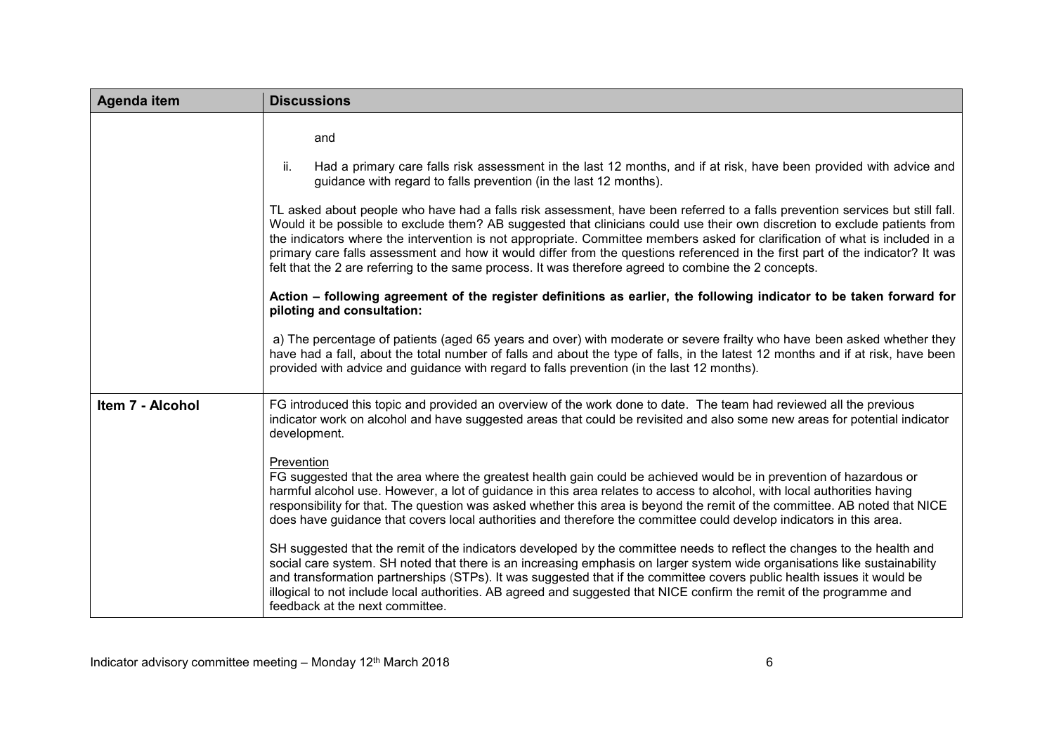| Agenda item | Discussions |
|---|---|
| | and<br><br>ii. Had a primary care falls risk assessment in the last 12 months, and if at risk, have been provided with advice and guidance with regard to falls prevention (in the last 12 months).<br><br>TL asked about people who have had a falls risk assessment, have been referred to a falls prevention services but still fall. Would it be possible to exclude them? AB suggested that clinicians could use their own discretion to exclude patients from the indicators where the intervention is not appropriate. Committee members asked for clarification of what is included in a primary care falls assessment and how it would differ from the questions referenced in the first part of the indicator? It was felt that the 2 are referring to the same process. It was therefore agreed to combine the 2 concepts.<br><br>**Action – following agreement of the register definitions as earlier, the following indicator to be taken forward for piloting and consultation:**<br><br>a) The percentage of patients (aged 65 years and over) with moderate or severe frailty who have been asked whether they have had a fall, about the total number of falls and about the type of falls, in the latest 12 months and if at risk, have been provided with advice and guidance with regard to falls prevention (in the last 12 months). |
| **Item 7 - Alcohol** | FG introduced this topic and provided an overview of the work done to date. The team had reviewed all the previous indicator work on alcohol and have suggested areas that could be revisited and also some new areas for potential indicator development.<br><br><u>Prevention</u><br>FG suggested that the area where the greatest health gain could be achieved would be in prevention of hazardous or harmful alcohol use. However, a lot of guidance in this area relates to access to alcohol, with local authorities having responsibility for that. The question was asked whether this area is beyond the remit of the committee. AB noted that NICE does have guidance that covers local authorities and therefore the committee could develop indicators in this area.<br><br>SH suggested that the remit of the indicators developed by the committee needs to reflect the changes to the health and social care system. SH noted that there is an increasing emphasis on larger system wide organisations like sustainability and transformation partnerships (STPs). It was suggested that if the committee covers public health issues it would be illogical to not include local authorities. AB agreed and suggested that NICE confirm the remit of the programme and feedback at the next committee. |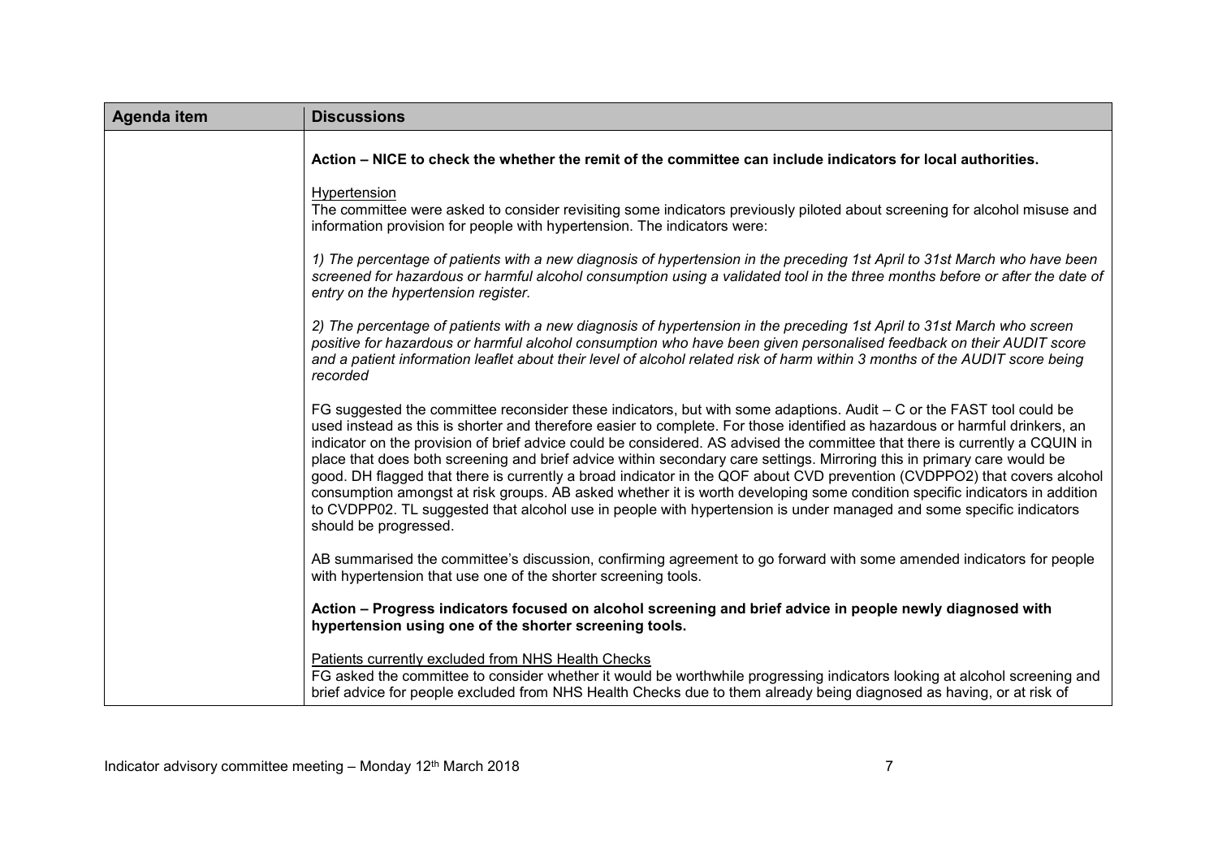| Agenda item | Discussions |
|---|---|
| | **Action – NICE to check the whether the remit of the committee can include indicators for local authorities.**<br><br>Hypertension<br>The committee were asked to consider revisiting some indicators previously piloted about screening for alcohol misuse and information provision for people with hypertension. The indicators were:<br><br>*1) The percentage of patients with a new diagnosis of hypertension in the preceding 1st April to 31st March who have been screened for hazardous or harmful alcohol consumption using a validated tool in the three months before or after the date of entry on the hypertension register.*<br><br>*2) The percentage of patients with a new diagnosis of hypertension in the preceding 1st April to 31st March who screen positive for hazardous or harmful alcohol consumption who have been given personalised feedback on their AUDIT score and a patient information leaflet about their level of alcohol related risk of harm within 3 months of the AUDIT score being recorded*<br><br>FG suggested the committee reconsider these indicators, but with some adaptions. Audit – C or the FAST tool could be used instead as this is shorter and therefore easier to complete. For those identified as hazardous or harmful drinkers, an indicator on the provision of brief advice could be considered. AS advised the committee that there is currently a CQUIN in place that does both screening and brief advice within secondary care settings. Mirroring this in primary care would be good. DH flagged that there is currently a broad indicator in the QOF about CVD prevention (CVDPPO2) that covers alcohol consumption amongst at risk groups. AB asked whether it is worth developing some condition specific indicators in addition to CVDPP02. TL suggested that alcohol use in people with hypertension is under managed and some specific indicators should be progressed.<br><br>AB summarised the committee's discussion, confirming agreement to go forward with some amended indicators for people with hypertension that use one of the shorter screening tools.<br><br>**Action – Progress indicators focused on alcohol screening and brief advice in people newly diagnosed with hypertension using one of the shorter screening tools.**<br><br>Patients currently excluded from NHS Health Checks<br>FG asked the committee to consider whether it would be worthwhile progressing indicators looking at alcohol screening and brief advice for people excluded from NHS Health Checks due to them already being diagnosed as having, or at risk of |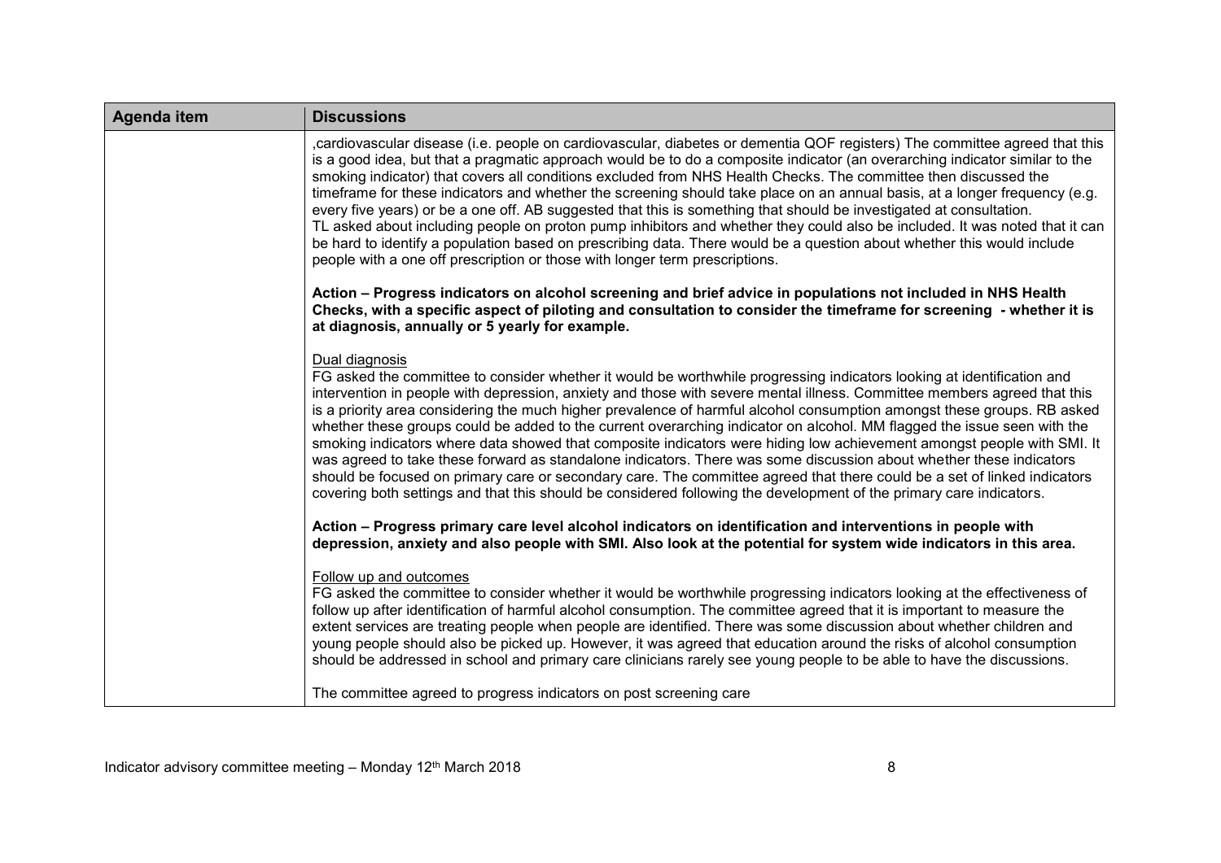| Agenda item | Discussions |
|---|---|
| | ,cardiovascular disease (i.e. people on cardiovascular, diabetes or dementia QOF registers) The committee agreed that this is a good idea, but that a pragmatic approach would be to do a composite indicator (an overarching indicator similar to the smoking indicator) that covers all conditions excluded from NHS Health Checks. The committee then discussed the timeframe for these indicators and whether the screening should take place on an annual basis, at a longer frequency (e.g. every five years) or be a one off. AB suggested that this is something that should be investigated at consultation. TL asked about including people on proton pump inhibitors and whether they could also be included. It was noted that it can be hard to identify a population based on prescribing data. There would be a question about whether this would include people with a one off prescription or those with longer term prescriptions.<br><br>**Action – Progress indicators on alcohol screening and brief advice in populations not included in NHS Health Checks, with a specific aspect of piloting and consultation to consider the timeframe for screening - whether it is at diagnosis, annually or 5 yearly for example.**<br><br>Dual diagnosis<br>FG asked the committee to consider whether it would be worthwhile progressing indicators looking at identification and intervention in people with depression, anxiety and those with severe mental illness. Committee members agreed that this is a priority area considering the much higher prevalence of harmful alcohol consumption amongst these groups. RB asked whether these groups could be added to the current overarching indicator on alcohol. MM flagged the issue seen with the smoking indicators where data showed that composite indicators were hiding low achievement amongst people with SMI. It was agreed to take these forward as standalone indicators. There was some discussion about whether these indicators should be focused on primary care or secondary care. The committee agreed that there could be a set of linked indicators covering both settings and that this should be considered following the development of the primary care indicators.<br><br>**Action – Progress primary care level alcohol indicators on identification and interventions in people with depression, anxiety and also people with SMI. Also look at the potential for system wide indicators in this area.**<br><br>Follow up and outcomes<br>FG asked the committee to consider whether it would be worthwhile progressing indicators looking at the effectiveness of follow up after identification of harmful alcohol consumption. The committee agreed that it is important to measure the extent services are treating people when people are identified. There was some discussion about whether children and young people should also be picked up. However, it was agreed that education around the risks of alcohol consumption should be addressed in school and primary care clinicians rarely see young people to be able to have the discussions.<br><br>The committee agreed to progress indicators on post screening care |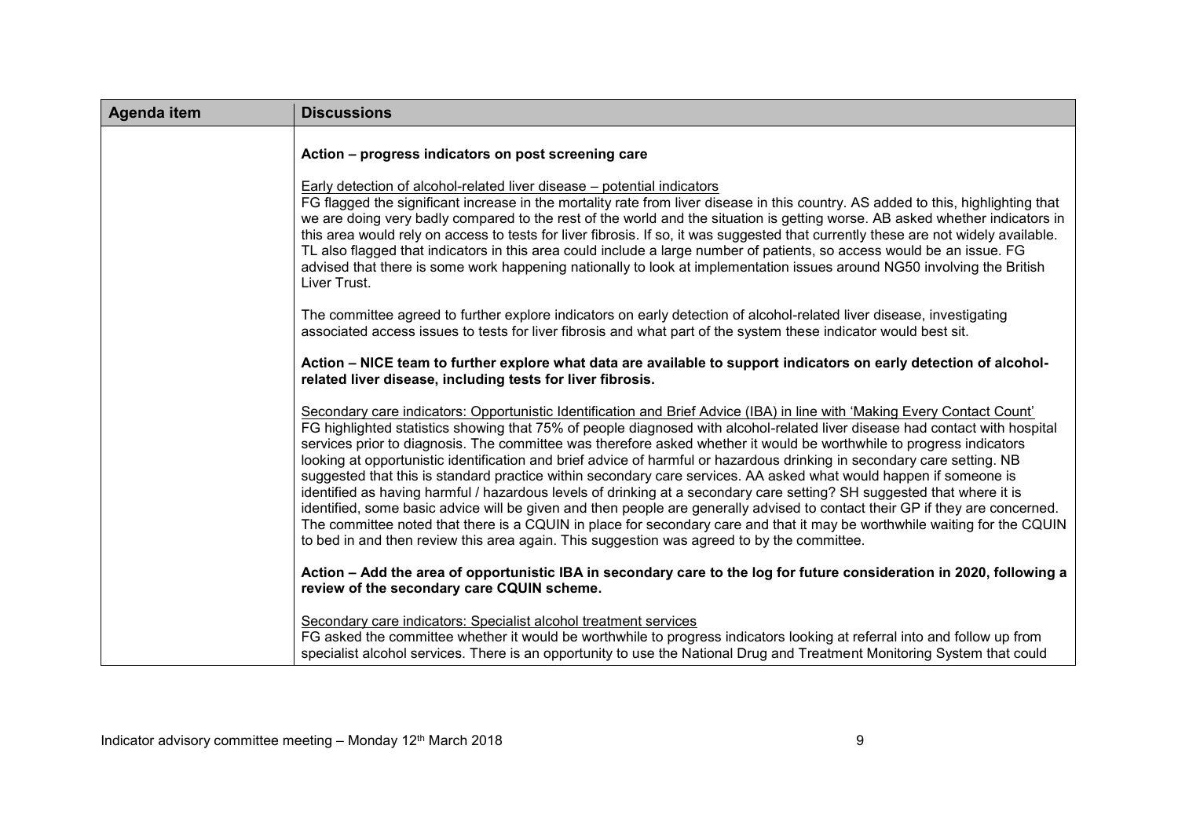| Agenda item | Discussions |
|---|---|
| | **Action – progress indicators on post screening care**<br><br><u>Early detection of alcohol-related liver disease – potential indicators</u><br>FG flagged the significant increase in the mortality rate from liver disease in this country. AS added to this, highlighting that we are doing very badly compared to the rest of the world and the situation is getting worse. AB asked whether indicators in this area would rely on access to tests for liver fibrosis. If so, it was suggested that currently these are not widely available. TL also flagged that indicators in this area could include a large number of patients, so access would be an issue. FG advised that there is some work happening nationally to look at implementation issues around NG50 involving the British Liver Trust.<br><br>The committee agreed to further explore indicators on early detection of alcohol-related liver disease, investigating associated access issues to tests for liver fibrosis and what part of the system these indicator would best sit.<br><br>**Action – NICE team to further explore what data are available to support indicators on early detection of alcohol-related liver disease, including tests for liver fibrosis.**<br><br><u>Secondary care indicators: Opportunistic Identification and Brief Advice (IBA) in line with 'Making Every Contact Count'</u><br>FG highlighted statistics showing that 75% of people diagnosed with alcohol-related liver disease had contact with hospital services prior to diagnosis. The committee was therefore asked whether it would be worthwhile to progress indicators looking at opportunistic identification and brief advice of harmful or hazardous drinking in secondary care setting. NB suggested that this is standard practice within secondary care services. AA asked what would happen if someone is identified as having harmful / hazardous levels of drinking at a secondary care setting? SH suggested that where it is identified, some basic advice will be given and then people are generally advised to contact their GP if they are concerned. The committee noted that there is a CQUIN in place for secondary care and that it may be worthwhile waiting for the CQUIN to bed in and then review this area again. This suggestion was agreed to by the committee.<br><br>**Action – Add the area of opportunistic IBA in secondary care to the log for future consideration in 2020, following a review of the secondary care CQUIN scheme.**<br><br><u>Secondary care indicators: Specialist alcohol treatment services</u><br>FG asked the committee whether it would be worthwhile to progress indicators looking at referral into and follow up from specialist alcohol services. There is an opportunity to use the National Drug and Treatment Monitoring System that could |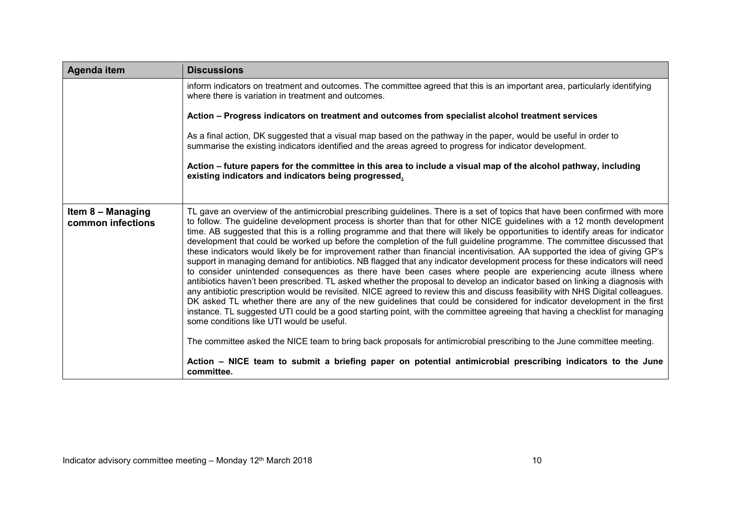| Agenda item | Discussions |
|---|---|
| | inform indicators on treatment and outcomes. The committee agreed that this is an important area, particularly identifying where there is variation in treatment and outcomes.<br><br>**Action – Progress indicators on treatment and outcomes from specialist alcohol treatment services**<br><br>As a final action, DK suggested that a visual map based on the pathway in the paper, would be useful in order to summarise the existing indicators identified and the areas agreed to progress for indicator development.<br><br>**Action – future papers for the committee in this area to include a visual map of the alcohol pathway, including existing indicators and indicators being progressed.** |
| **Item 8 – Managing common infections** | TL gave an overview of the antimicrobial prescribing guidelines. There is a set of topics that have been confirmed with more to follow. The guideline development process is shorter than that for other NICE guidelines with a 12 month development time. AB suggested that this is a rolling programme and that there will likely be opportunities to identify areas for indicator development that could be worked up before the completion of the full guideline programme. The committee discussed that these indicators would likely be for improvement rather than financial incentivisation. AA supported the idea of giving GP's support in managing demand for antibiotics. NB flagged that any indicator development process for these indicators will need to consider unintended consequences as there have been cases where people are experiencing acute illness where antibiotics haven't been prescribed. TL asked whether the proposal to develop an indicator based on linking a diagnosis with any antibiotic prescription would be revisited. NICE agreed to review this and discuss feasibility with NHS Digital colleagues. DK asked TL whether there are any of the new guidelines that could be considered for indicator development in the first instance. TL suggested UTI could be a good starting point, with the committee agreeing that having a checklist for managing some conditions like UTI would be useful.<br><br>The committee asked the NICE team to bring back proposals for antimicrobial prescribing to the June committee meeting.<br><br>**Action – NICE team to submit a briefing paper on potential antimicrobial prescribing indicators to the June committee.** |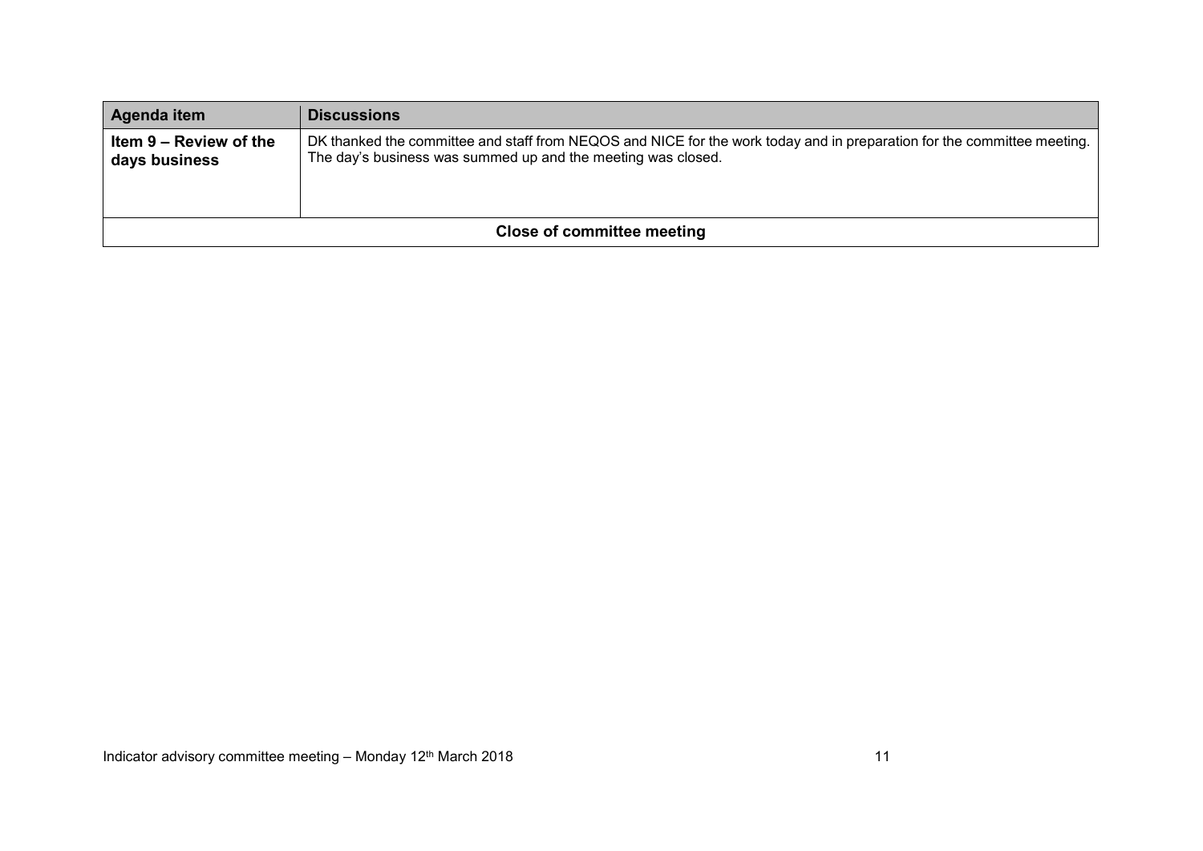| Agenda item | Discussions |
| --- | --- |
| **Item 9 – Review of the days business** | DK thanked the committee and staff from NEQOS and NICE for the work today and in preparation for the committee meeting. The day's business was summed up and the meeting was closed. |
| **Close of committee meeting** | |